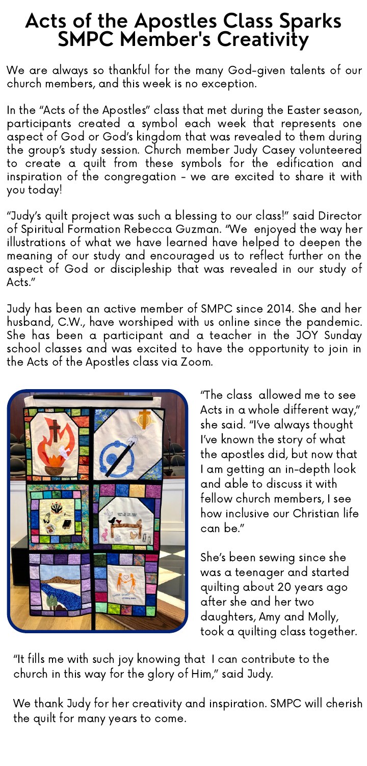# Acts of the Apostles Class Sparks SMPC Member's Creativity

We are always so thankful for the many God-given talents of our church members, and this week is no exception.

In the "Acts of the Apostles" class that met during the Easter season, participants created a symbol each week that represents one aspect of God or God's kingdom that was revealed to them during the group's study session. Church member Judy Casey volunteered to create a quilt from these symbols for the edification and inspiration of the congregation - we are excited to share it with you today!

"Judy's quilt project was such a blessing to our class!" said Director of Spiritual Formation Rebecca Guzman. "We enjoyed the way her illustrations of what we have learned have helped to deepen the meaning of our study and encouraged us to reflect further on the aspect of God or discipleship that was revealed in our study of Acts."

Judy has been an active member of SMPC since 2014. She and her husband, C.W., have worshiped with us online since the pandemic. She has been a participant and a teacher in the JOY Sunday school classes and was excited to have the opportunity to join in the Acts of the Apostles class via Zoom.

"The class allowed me to see Acts in a whole different way," she said. "I've always thought I've known the story of what the apostles did, but now that I am getting an in-depth look and able to discuss it with fellow church members, I see how inclusive our Christian life can be."

She's been sewing since she was a teenager and started quilting about 20 years ago after she and her two daughters, Amy and Molly, took a quilting class together.

"It fills me with such joy knowing that I can contribute to the church in this way for the glory of Him," said Judy.

We thank Judy for her creativity and inspiration. SMPC will cherish the quilt for many years to come.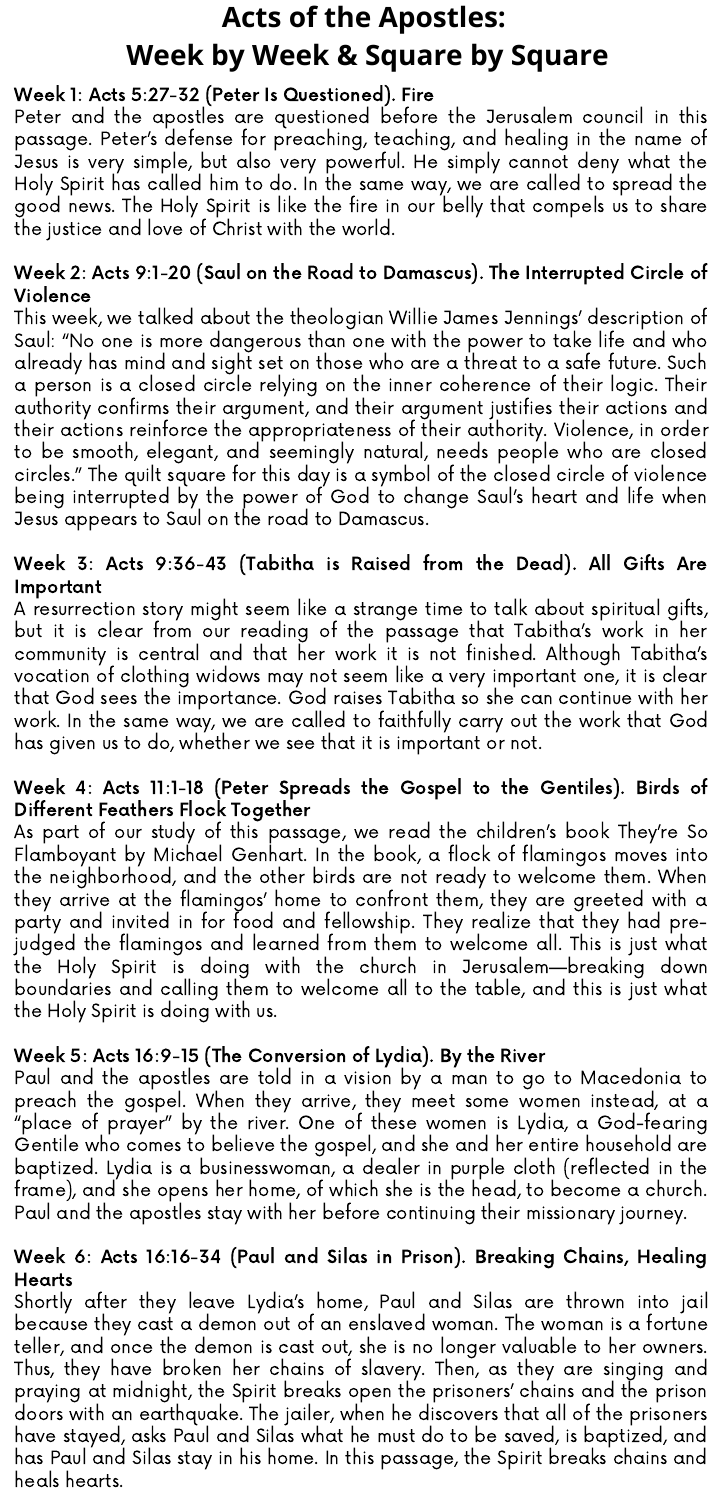# Acts of the Apostles:
# Week by Week & Square by Square

**Week 1: Acts 5:27-32 (Peter Is Questioned). Fire**

Peter and the apostles are questioned before the Jerusalem council in this passage. Peter's defense for preaching, teaching, and healing in the name of Jesus is very simple, but also very powerful. He simply cannot deny what the Holy Spirit has called him to do. In the same way, we are called to spread the good news. The Holy Spirit is like the fire in our belly that compels us to share the justice and love of Christ with the world.

**Week 2: Acts 9:1-20 (Saul on the Road to Damascus). The Interrupted Circle of Violence**

This week, we talked about the theologian Willie James Jennings' description of Saul: "No one is more dangerous than one with the power to take life and who already has mind and sight set on those who are a threat to a safe future. Such a person is a closed circle relying on the inner coherence of their logic. Their authority confirms their argument, and their argument justifies their actions and their actions reinforce the appropriateness of their authority. Violence, in order to be smooth, elegant, and seemingly natural, needs people who are closed circles." The quilt square for this day is a symbol of the closed circle of violence being interrupted by the power of God to change Saul's heart and life when Jesus appears to Saul on the road to Damascus.

**Week 3: Acts 9:36-43 (Tabitha is Raised from the Dead). All Gifts Are Important**

A resurrection story might seem like a strange time to talk about spiritual gifts, but it is clear from our reading of the passage that Tabitha's work in her community is central and that her work it is not finished. Although Tabitha's vocation of clothing widows may not seem like a very important one, it is clear that God sees the importance. God raises Tabitha so she can continue with her work. In the same way, we are called to faithfully carry out the work that God has given us to do, whether we see that it is important or not.

**Week 4: Acts 11:1-18 (Peter Spreads the Gospel to the Gentiles). Birds of Different Feathers Flock Together**

As part of our study of this passage, we read the children's book They're So Flamboyant by Michael Genhart. In the book, a flock of flamingos moves into the neighborhood, and the other birds are not ready to welcome them. When they arrive at the flamingos' home to confront them, they are greeted with a party and invited in for food and fellowship. They realize that they had pre-judged the flamingos and learned from them to welcome all. This is just what the Holy Spirit is doing with the church in Jerusalem—breaking down boundaries and calling them to welcome all to the table, and this is just what the Holy Spirit is doing with us.

**Week 5: Acts 16:9-15 (The Conversion of Lydia). By the River**

Paul and the apostles are told in a vision by a man to go to Macedonia to preach the gospel. When they arrive, they meet some women instead, at a "place of prayer" by the river. One of these women is Lydia, a God-fearing Gentile who comes to believe the gospel, and she and her entire household are baptized. Lydia is a businesswoman, a dealer in purple cloth (reflected in the frame), and she opens her home, of which she is the head, to become a church. Paul and the apostles stay with her before continuing their missionary journey.

**Week 6: Acts 16:16-34 (Paul and Silas in Prison). Breaking Chains, Healing Hearts**

Shortly after they leave Lydia's home, Paul and Silas are thrown into jail because they cast a demon out of an enslaved woman. The woman is a fortune teller, and once the demon is cast out, she is no longer valuable to her owners. Thus, they have broken her chains of slavery. Then, as they are singing and praying at midnight, the Spirit breaks open the prisoners' chains and the prison doors with an earthquake. The jailer, when he discovers that all of the prisoners have stayed, asks Paul and Silas what he must do to be saved, is baptized, and has Paul and Silas stay in his home. In this passage, the Spirit breaks chains and heals hearts.